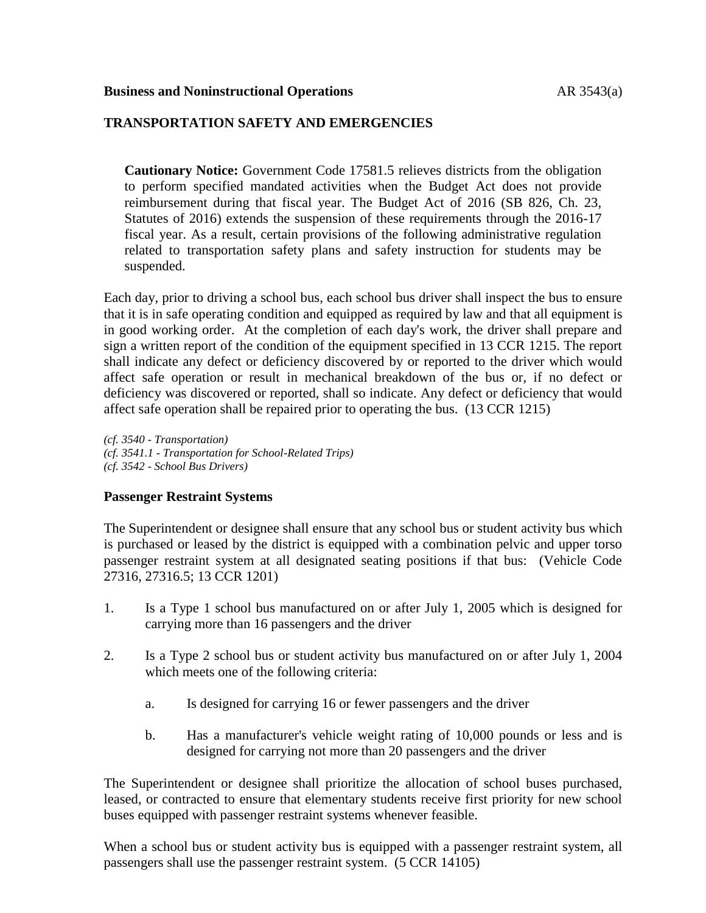**Business and Noninstructional Operations** AR 3543(a)

## TRANSPORTATION SAFETY AND EMERGENCIES

> **Cautionary Notice:** Government Code 17581.5 relieves districts from the obligation to perform specified mandated activities when the Budget Act does not provide reimbursement during that fiscal year. The Budget Act of 2016 (SB 826, Ch. 23, Statutes of 2016) extends the suspension of these requirements through the 2016-17 fiscal year. As a result, certain provisions of the following administrative regulation related to transportation safety plans and safety instruction for students may be suspended.

Each day, prior to driving a school bus, each school bus driver shall inspect the bus to ensure that it is in safe operating condition and equipped as required by law and that all equipment is in good working order. At the completion of each day's work, the driver shall prepare and sign a written report of the condition of the equipment specified in 13 CCR 1215. The report shall indicate any defect or deficiency discovered by or reported to the driver which would affect safe operation or result in mechanical breakdown of the bus or, if no defect or deficiency was discovered or reported, shall so indicate. Any defect or deficiency that would affect safe operation shall be repaired prior to operating the bus. (13 CCR 1215)

*(cf. 3540 - Transportation)*
*(cf. 3541.1 - Transportation for School-Related Trips)*
*(cf. 3542 - School Bus Drivers)*

### Passenger Restraint Systems

The Superintendent or designee shall ensure that any school bus or student activity bus which is purchased or leased by the district is equipped with a combination pelvic and upper torso passenger restraint system at all designated seating positions if that bus: (Vehicle Code 27316, 27316.5; 13 CCR 1201)

1. Is a Type 1 school bus manufactured on or after July 1, 2005 which is designed for carrying more than 16 passengers and the driver

2. Is a Type 2 school bus or student activity bus manufactured on or after July 1, 2004 which meets one of the following criteria:

   a. Is designed for carrying 16 or fewer passengers and the driver

   b. Has a manufacturer's vehicle weight rating of 10,000 pounds or less and is designed for carrying not more than 20 passengers and the driver

The Superintendent or designee shall prioritize the allocation of school buses purchased, leased, or contracted to ensure that elementary students receive first priority for new school buses equipped with passenger restraint systems whenever feasible.

When a school bus or student activity bus is equipped with a passenger restraint system, all passengers shall use the passenger restraint system. (5 CCR 14105)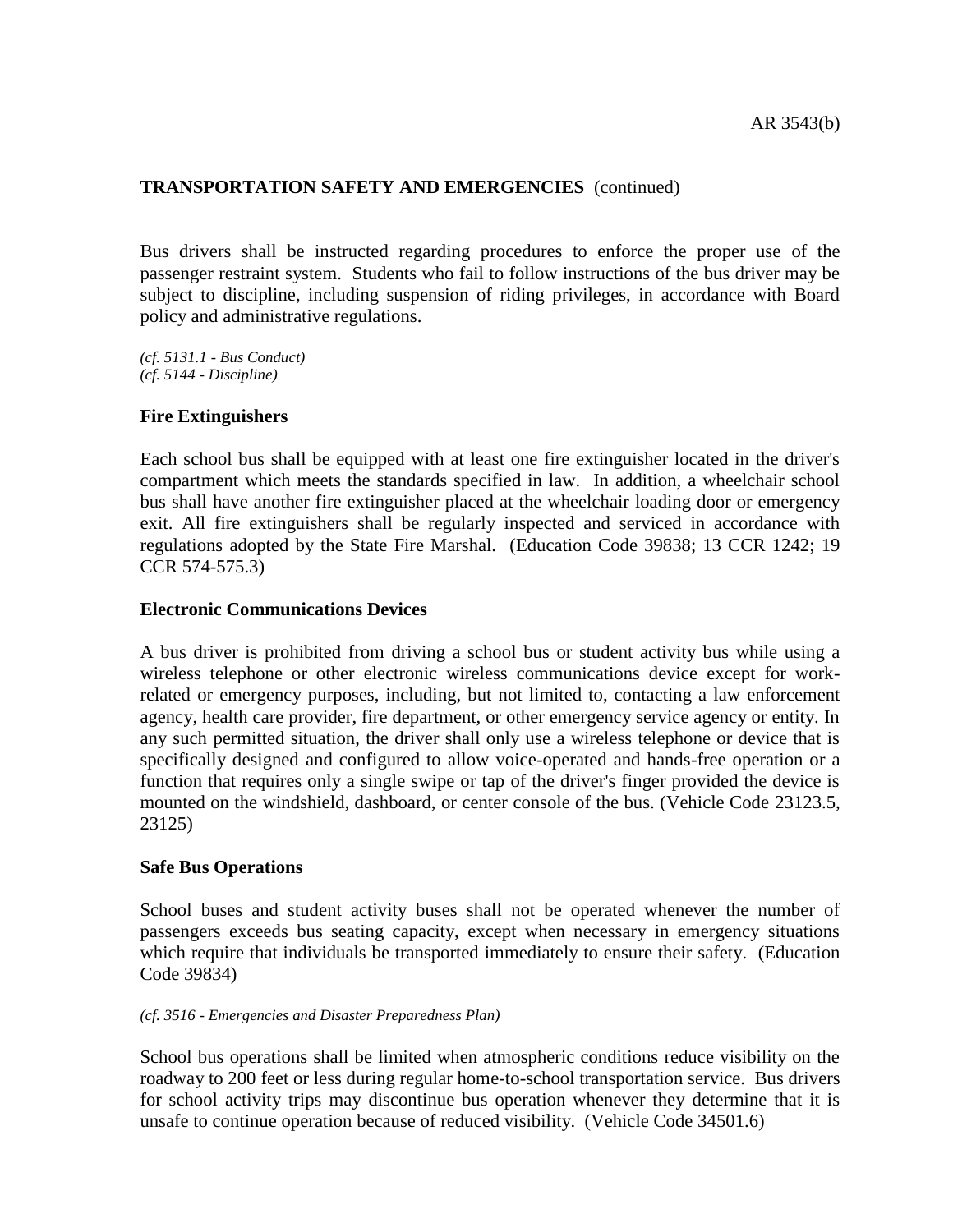**TRANSPORTATION SAFETY AND EMERGENCIES** (continued)

Bus drivers shall be instructed regarding procedures to enforce the proper use of the passenger restraint system. Students who fail to follow instructions of the bus driver may be subject to discipline, including suspension of riding privileges, in accordance with Board policy and administrative regulations.

*(cf. 5131.1 - Bus Conduct)*
*(cf. 5144 - Discipline)*

### Fire Extinguishers

Each school bus shall be equipped with at least one fire extinguisher located in the driver's compartment which meets the standards specified in law. In addition, a wheelchair school bus shall have another fire extinguisher placed at the wheelchair loading door or emergency exit. All fire extinguishers shall be regularly inspected and serviced in accordance with regulations adopted by the State Fire Marshal. (Education Code 39838; 13 CCR 1242; 19 CCR 574-575.3)

### Electronic Communications Devices

A bus driver is prohibited from driving a school bus or student activity bus while using a wireless telephone or other electronic wireless communications device except for work-related or emergency purposes, including, but not limited to, contacting a law enforcement agency, health care provider, fire department, or other emergency service agency or entity. In any such permitted situation, the driver shall only use a wireless telephone or device that is specifically designed and configured to allow voice-operated and hands-free operation or a function that requires only a single swipe or tap of the driver's finger provided the device is mounted on the windshield, dashboard, or center console of the bus. (Vehicle Code 23123.5, 23125)

### Safe Bus Operations

School buses and student activity buses shall not be operated whenever the number of passengers exceeds bus seating capacity, except when necessary in emergency situations which require that individuals be transported immediately to ensure their safety. (Education Code 39834)

*(cf. 3516 - Emergencies and Disaster Preparedness Plan)*

School bus operations shall be limited when atmospheric conditions reduce visibility on the roadway to 200 feet or less during regular home-to-school transportation service. Bus drivers for school activity trips may discontinue bus operation whenever they determine that it is unsafe to continue operation because of reduced visibility. (Vehicle Code 34501.6)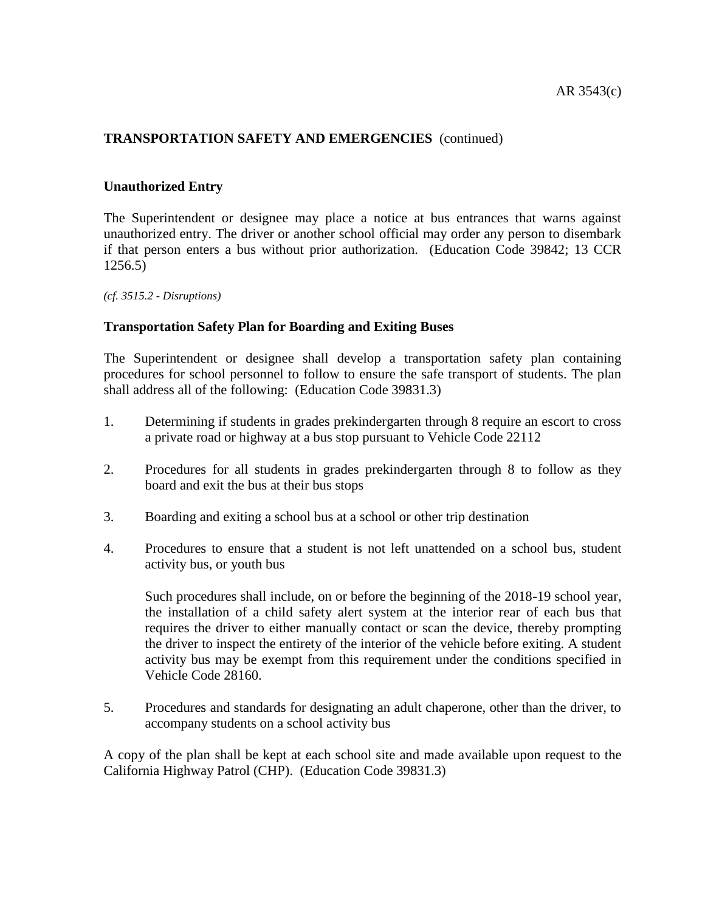**TRANSPORTATION SAFETY AND EMERGENCIES** (continued)

**Unauthorized Entry**

The Superintendent or designee may place a notice at bus entrances that warns against unauthorized entry. The driver or another school official may order any person to disembark if that person enters a bus without prior authorization. (Education Code 39842; 13 CCR 1256.5)

*(cf. 3515.2 - Disruptions)*

**Transportation Safety Plan for Boarding and Exiting Buses**

The Superintendent or designee shall develop a transportation safety plan containing procedures for school personnel to follow to ensure the safe transport of students. The plan shall address all of the following: (Education Code 39831.3)

1. Determining if students in grades prekindergarten through 8 require an escort to cross a private road or highway at a bus stop pursuant to Vehicle Code 22112

2. Procedures for all students in grades prekindergarten through 8 to follow as they board and exit the bus at their bus stops

3. Boarding and exiting a school bus at a school or other trip destination

4. Procedures to ensure that a student is not left unattended on a school bus, student activity bus, or youth bus

   Such procedures shall include, on or before the beginning of the 2018-19 school year, the installation of a child safety alert system at the interior rear of each bus that requires the driver to either manually contact or scan the device, thereby prompting the driver to inspect the entirety of the interior of the vehicle before exiting. A student activity bus may be exempt from this requirement under the conditions specified in Vehicle Code 28160.

5. Procedures and standards for designating an adult chaperone, other than the driver, to accompany students on a school activity bus

A copy of the plan shall be kept at each school site and made available upon request to the California Highway Patrol (CHP). (Education Code 39831.3)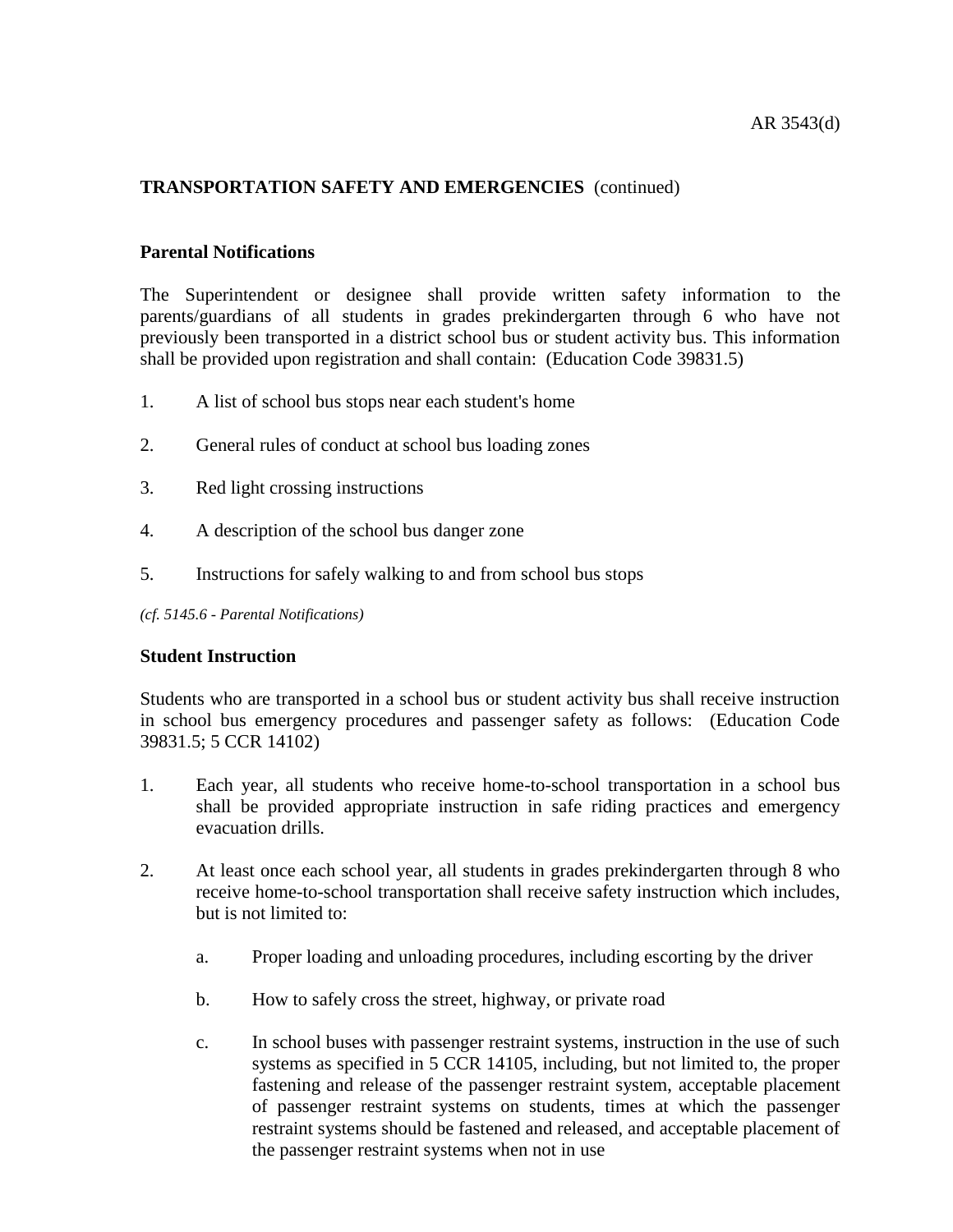**TRANSPORTATION SAFETY AND EMERGENCIES** (continued)

## Parental Notifications

The Superintendent or designee shall provide written safety information to the parents/guardians of all students in grades prekindergarten through 6 who have not previously been transported in a district school bus or student activity bus. This information shall be provided upon registration and shall contain: (Education Code 39831.5)

1. A list of school bus stops near each student's home
2. General rules of conduct at school bus loading zones
3. Red light crossing instructions
4. A description of the school bus danger zone
5. Instructions for safely walking to and from school bus stops

*(cf. 5145.6 - Parental Notifications)*

## Student Instruction

Students who are transported in a school bus or student activity bus shall receive instruction in school bus emergency procedures and passenger safety as follows: (Education Code 39831.5; 5 CCR 14102)

1. Each year, all students who receive home-to-school transportation in a school bus shall be provided appropriate instruction in safe riding practices and emergency evacuation drills.
2. At least once each school year, all students in grades prekindergarten through 8 who receive home-to-school transportation shall receive safety instruction which includes, but is not limited to:
   a. Proper loading and unloading procedures, including escorting by the driver
   b. How to safely cross the street, highway, or private road
   c. In school buses with passenger restraint systems, instruction in the use of such systems as specified in 5 CCR 14105, including, but not limited to, the proper fastening and release of the passenger restraint system, acceptable placement of passenger restraint systems on students, times at which the passenger restraint systems should be fastened and released, and acceptable placement of the passenger restraint systems when not in use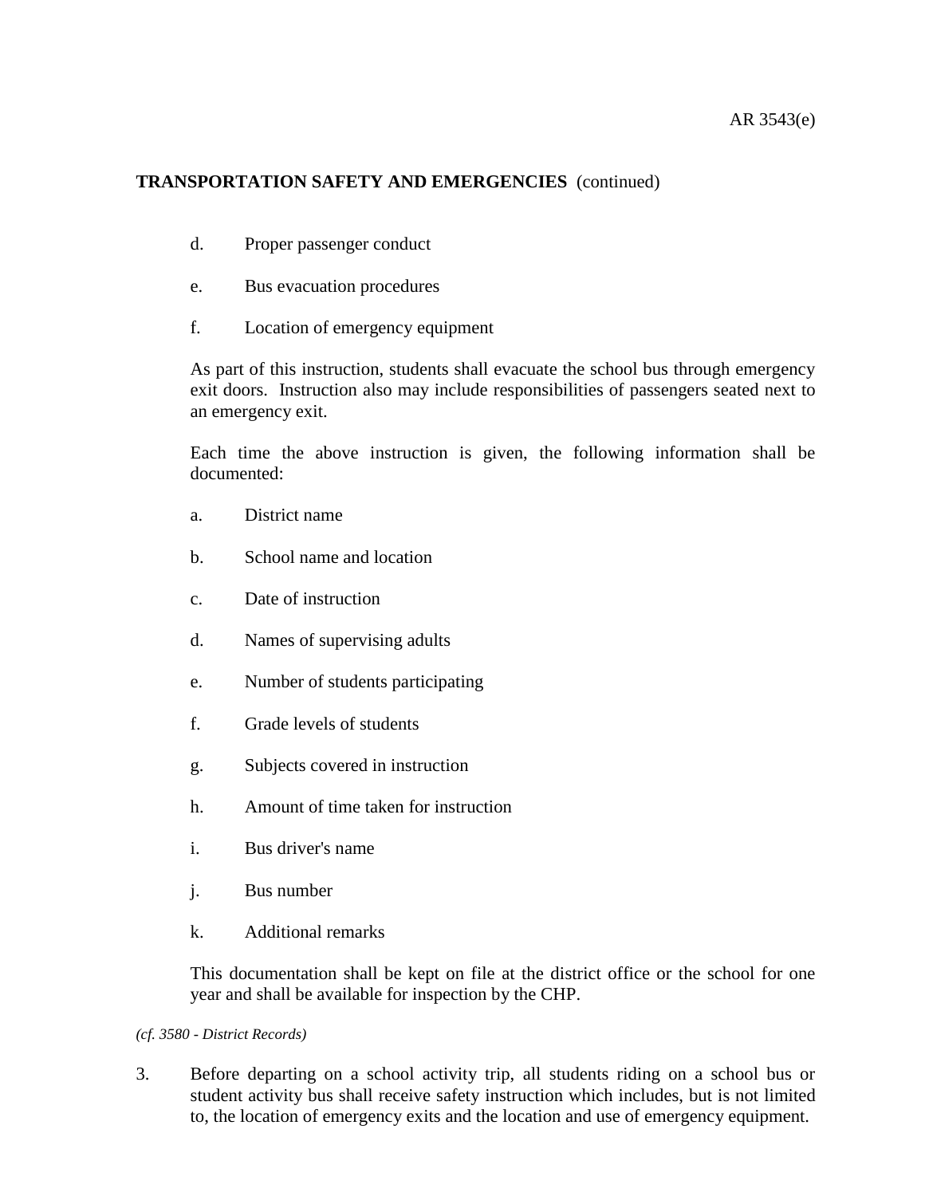**TRANSPORTATION SAFETY AND EMERGENCIES** (continued)

d. Proper passenger conduct

e. Bus evacuation procedures

f. Location of emergency equipment

As part of this instruction, students shall evacuate the school bus through emergency exit doors. Instruction also may include responsibilities of passengers seated next to an emergency exit.

Each time the above instruction is given, the following information shall be documented:

a. District name

b. School name and location

c. Date of instruction

d. Names of supervising adults

e. Number of students participating

f. Grade levels of students

g. Subjects covered in instruction

h. Amount of time taken for instruction

i. Bus driver's name

j. Bus number

k. Additional remarks

This documentation shall be kept on file at the district office or the school for one year and shall be available for inspection by the CHP.

*(cf. 3580 - District Records)*

3. Before departing on a school activity trip, all students riding on a school bus or student activity bus shall receive safety instruction which includes, but is not limited to, the location of emergency exits and the location and use of emergency equipment.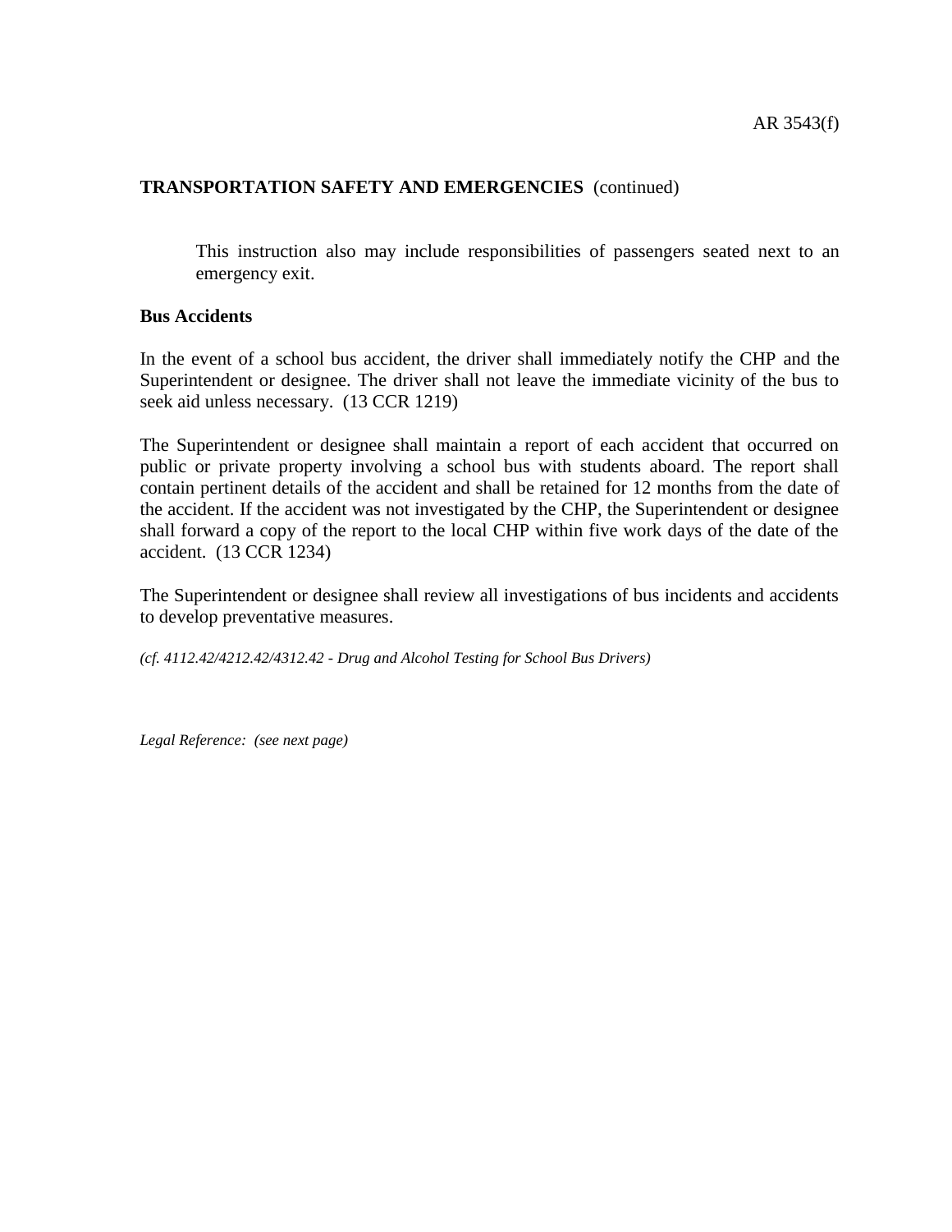**TRANSPORTATION SAFETY AND EMERGENCIES** (continued)

> This instruction also may include responsibilities of passengers seated next to an emergency exit.

**Bus Accidents**

In the event of a school bus accident, the driver shall immediately notify the CHP and the Superintendent or designee. The driver shall not leave the immediate vicinity of the bus to seek aid unless necessary. (13 CCR 1219)

The Superintendent or designee shall maintain a report of each accident that occurred on public or private property involving a school bus with students aboard. The report shall contain pertinent details of the accident and shall be retained for 12 months from the date of the accident. If the accident was not investigated by the CHP, the Superintendent or designee shall forward a copy of the report to the local CHP within five work days of the date of the accident. (13 CCR 1234)

The Superintendent or designee shall review all investigations of bus incidents and accidents to develop preventative measures.

*(cf. 4112.42/4212.42/4312.42 - Drug and Alcohol Testing for School Bus Drivers)*

*Legal Reference: (see next page)*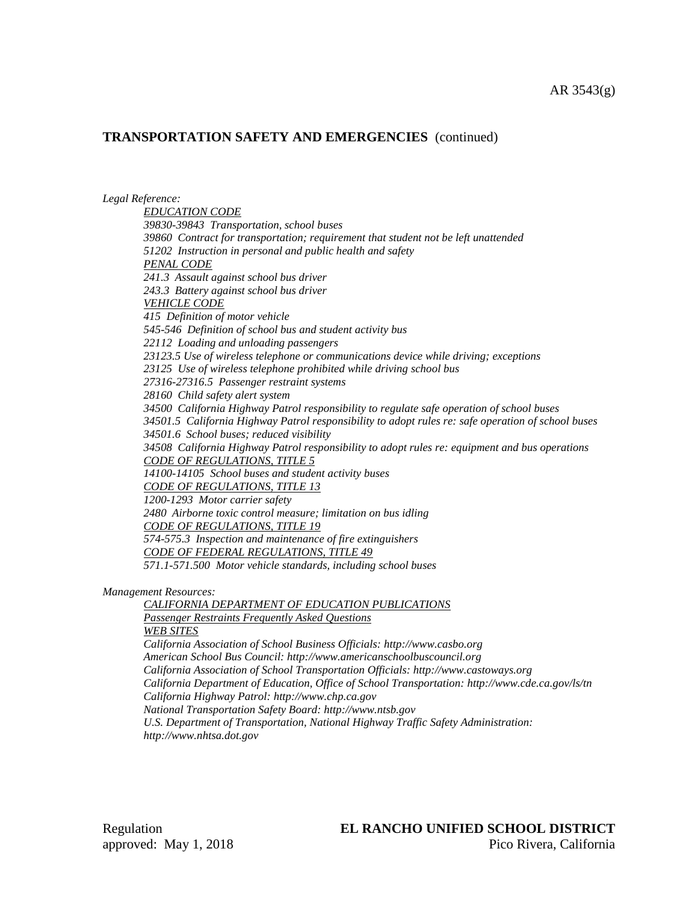## TRANSPORTATION SAFETY AND EMERGENCIES (continued)

*Legal Reference:*

*EDUCATION CODE*
*39830-39843 Transportation, school buses*
*39860 Contract for transportation; requirement that student not be left unattended*
*51202 Instruction in personal and public health and safety*
*PENAL CODE*
*241.3 Assault against school bus driver*
*243.3 Battery against school bus driver*
*VEHICLE CODE*
*415 Definition of motor vehicle*
*545-546 Definition of school bus and student activity bus*
*22112 Loading and unloading passengers*
*23123.5 Use of wireless telephone or communications device while driving; exceptions*
*23125 Use of wireless telephone prohibited while driving school bus*
*27316-27316.5 Passenger restraint systems*
*28160 Child safety alert system*
*34500 California Highway Patrol responsibility to regulate safe operation of school buses*
*34501.5 California Highway Patrol responsibility to adopt rules re: safe operation of school buses*
*34501.6 School buses; reduced visibility*
*34508 California Highway Patrol responsibility to adopt rules re: equipment and bus operations*
*CODE OF REGULATIONS, TITLE 5*
*14100-14105 School buses and student activity buses*
*CODE OF REGULATIONS, TITLE 13*
*1200-1293 Motor carrier safety*
*2480 Airborne toxic control measure; limitation on bus idling*
*CODE OF REGULATIONS, TITLE 19*
*574-575.3 Inspection and maintenance of fire extinguishers*
*CODE OF FEDERAL REGULATIONS, TITLE 49*
*571.1-571.500 Motor vehicle standards, including school buses*

*Management Resources:*

*CALIFORNIA DEPARTMENT OF EDUCATION PUBLICATIONS*
*Passenger Restraints Frequently Asked Questions*
*WEB SITES*
*California Association of School Business Officials: http://www.casbo.org*
*American School Bus Council: http://www.americanschoolbuscouncil.org*
*California Association of School Transportation Officials: http://www.castoways.org*
*California Department of Education, Office of School Transportation: http://www.cde.ca.gov/ls/tn*
*California Highway Patrol: http://www.chp.ca.gov*
*National Transportation Safety Board: http://www.ntsb.gov*
*U.S. Department of Transportation, National Highway Traffic Safety Administration: http://www.nhtsa.dot.gov*

Regulation
approved: May 1, 2018

**EL RANCHO UNIFIED SCHOOL DISTRICT**
Pico Rivera, California